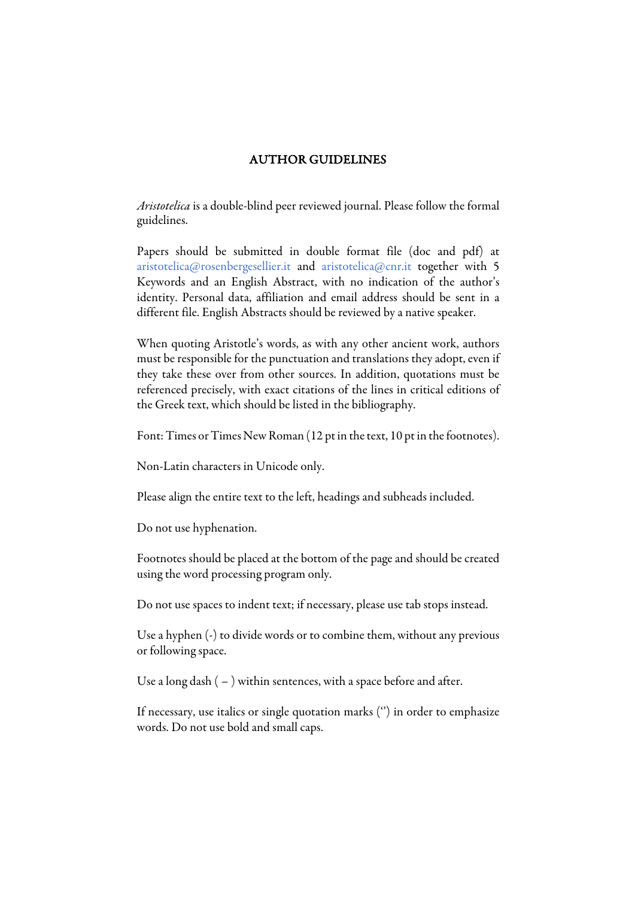# AUTHOR GUIDELINES

*Aristotelica* is a double-blind peer reviewed journal. Please follow the formal guidelines.

Papers should be submitted in double format file (doc and pdf) at aristotelica@rosenbergesellier.it and aristotelica@cnr.it together with 5 Keywords and an English Abstract, with no indication of the author's identity. Personal data, affiliation and email address should be sent in a different file. English Abstracts should be reviewed by a native speaker.

When quoting Aristotle's words, as with any other ancient work, authors must be responsible for the punctuation and translations they adopt, even if they take these over from other sources. In addition, quotations must be referenced precisely, with exact citations of the lines in critical editions of the Greek text, which should be listed in the bibliography.

Font: Times or Times New Roman (12 pt in the text, 10 pt in the footnotes).

Non-Latin characters in Unicode only.

Please align the entire text to the left, headings and subheads included.

Do not use hyphenation.

Footnotes should be placed at the bottom of the page and should be created using the word processing program only.

Do not use spaces to indent text; if necessary, please use tab stops instead.

Use a hyphen (-) to divide words or to combine them, without any previous or following space.

Use a long dash ( – ) within sentences, with a space before and after.

If necessary, use italics or single quotation marks ('') in order to emphasize words. Do not use bold and small caps.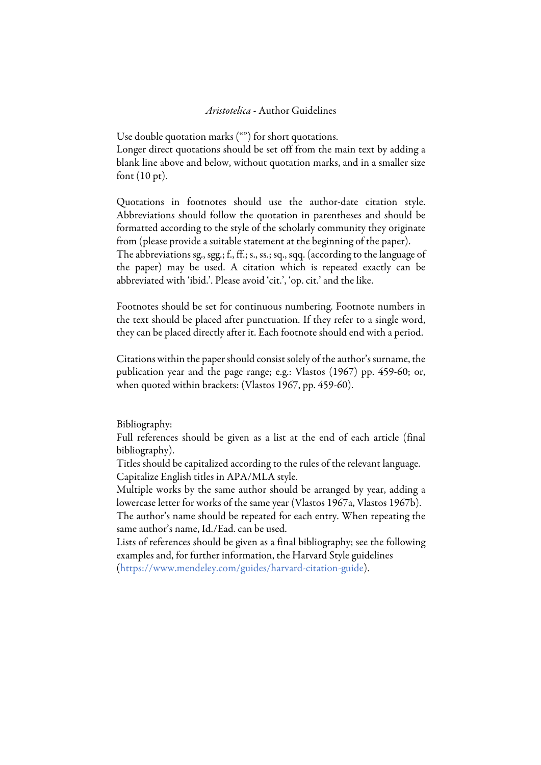*Aristotelica* - Author Guidelines

Use double quotation marks ("") for short quotations.
Longer direct quotations should be set off from the main text by adding a blank line above and below, without quotation marks, and in a smaller size font (10 pt).

Quotations in footnotes should use the author-date citation style. Abbreviations should follow the quotation in parentheses and should be formatted according to the style of the scholarly community they originate from (please provide a suitable statement at the beginning of the paper).
The abbreviations sg., sgg.; f., ff.; s., ss.; sq., sqq. (according to the language of the paper) may be used. A citation which is repeated exactly can be abbreviated with 'ibid.'. Please avoid 'cit.', 'op. cit.' and the like.

Footnotes should be set for continuous numbering. Footnote numbers in the text should be placed after punctuation. If they refer to a single word, they can be placed directly after it. Each footnote should end with a period.

Citations within the paper should consist solely of the author's surname, the publication year and the page range; e.g.: Vlastos (1967) pp. 459-60; or, when quoted within brackets: (Vlastos 1967, pp. 459-60).

Bibliography:
Full references should be given as a list at the end of each article (final bibliography).
Titles should be capitalized according to the rules of the relevant language.
Capitalize English titles in APA/MLA style.
Multiple works by the same author should be arranged by year, adding a lowercase letter for works of the same year (Vlastos 1967a, Vlastos 1967b).
The author's name should be repeated for each entry. When repeating the same author's name, Id./Ead. can be used.
Lists of references should be given as a final bibliography; see the following examples and, for further information, the Harvard Style guidelines (https://www.mendeley.com/guides/harvard-citation-guide).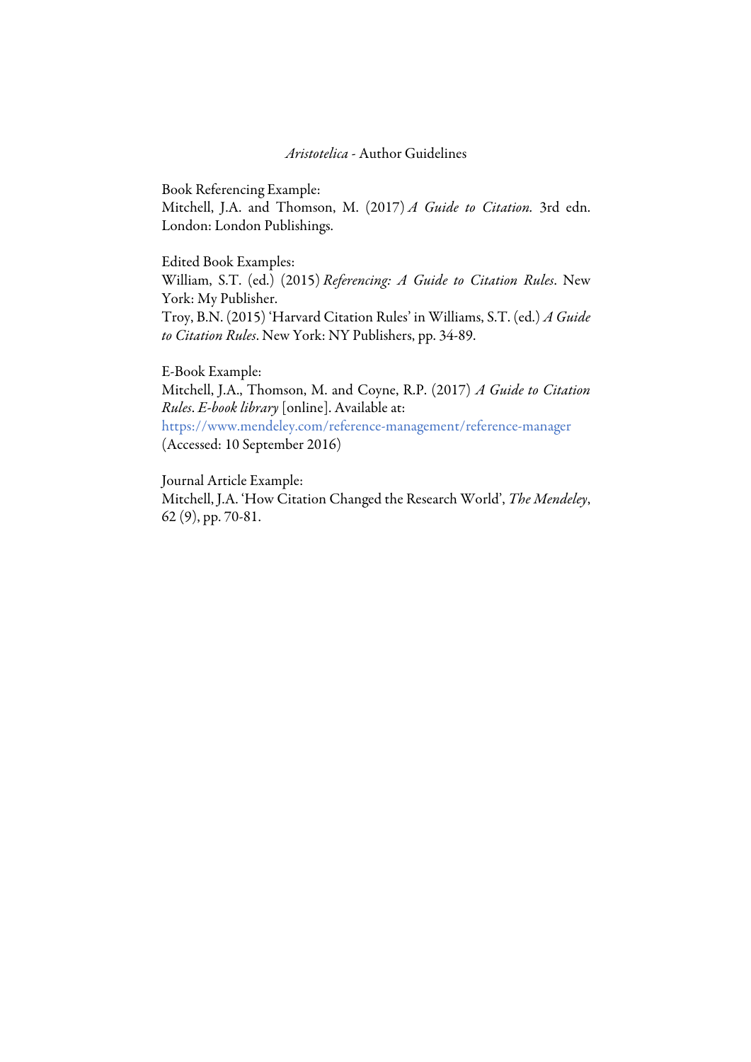Book Referencing Example:
Mitchell, J.A. and Thomson, M. (2017) *A Guide to Citation.* 3rd edn. London: London Publishings.

Edited Book Examples:
William, S.T. (ed.) (2015) *Referencing: A Guide to Citation Rules*. New York: My Publisher.
Troy, B.N. (2015) 'Harvard Citation Rules' in Williams, S.T. (ed.) *A Guide to Citation Rules*. New York: NY Publishers, pp. 34-89.

E-Book Example:
Mitchell, J.A., Thomson, M. and Coyne, R.P. (2017) *A Guide to Citation Rules*. *E-book library* [online]. Available at: https://www.mendeley.com/reference-management/reference-manager (Accessed: 10 September 2016)

Journal Article Example:
Mitchell, J.A. 'How Citation Changed the Research World', *The Mendeley*, 62 (9), pp. 70-81.